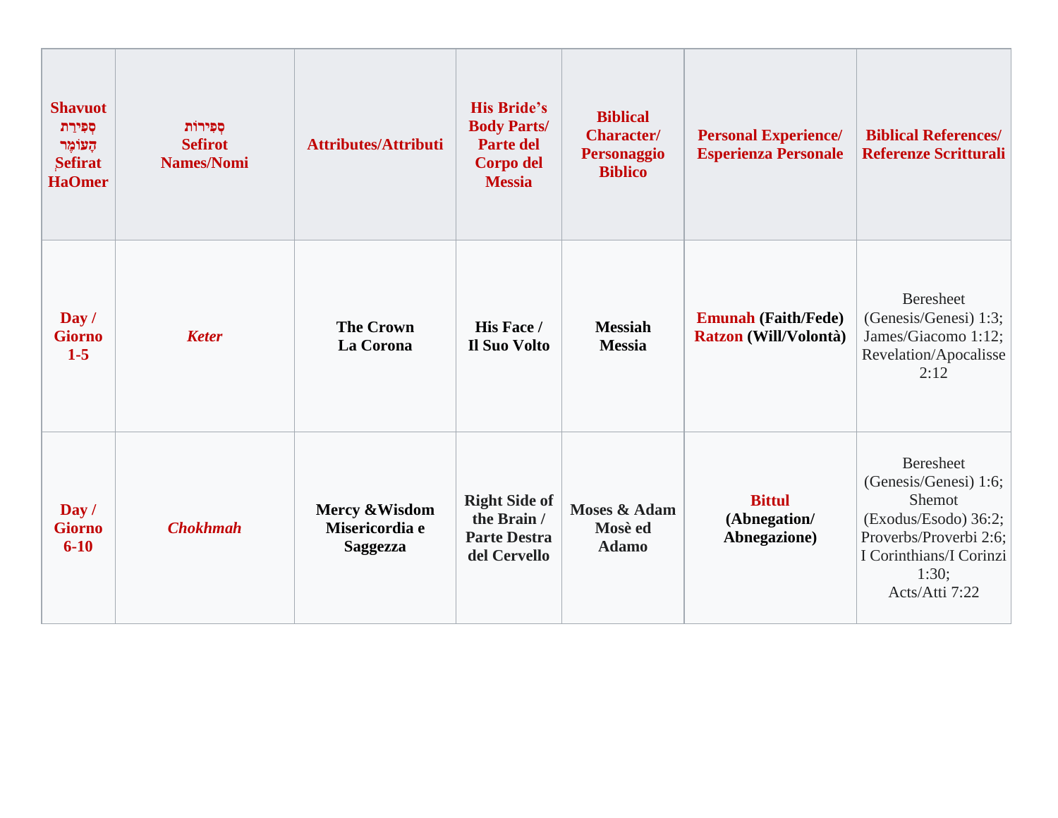| Shavuot סְפִירַת הָעוֹמֶר Sefirat HaOmer | סְפִירוֹת Sefirot Names/Nomi | Attributes/Attributi | His Bride's Body Parts/ Parte del Corpo del Messia | Biblical Character/ Personaggio Biblico | Personal Experience/ Esperienza Personale | Biblical References/ Referenze Scritturali |
|---|---|---|---|---|---|---|
| **Day / Giorno 1-5** | ***Keter*** | **The Crown La Corona** | **His Face / Il Suo Volto** | **Messiah Messia** | **Emunah (Faith/Fede) Ratzon (Will/Volontà)** | Beresheet (Genesis/Genesi) 1:3; James/Giacomo 1:12; Revelation/Apocalisse 2:12 |
| **Day / Giorno 6-10** | ***Chokhmah*** | **Mercy &Wisdom Misericordia e Saggezza** | **Right Side of the Brain / Parte Destra del Cervello** | **Moses & Adam Mosè ed Adamo** | **Bittul (Abnegation/ Abnegazione)** | Beresheet (Genesis/Genesi) 1:6; Shemot (Exodus/Esodo) 36:2; Proverbs/Proverbi 2:6; I Corinthians/I Corinzi 1:30; Acts/Atti 7:22 |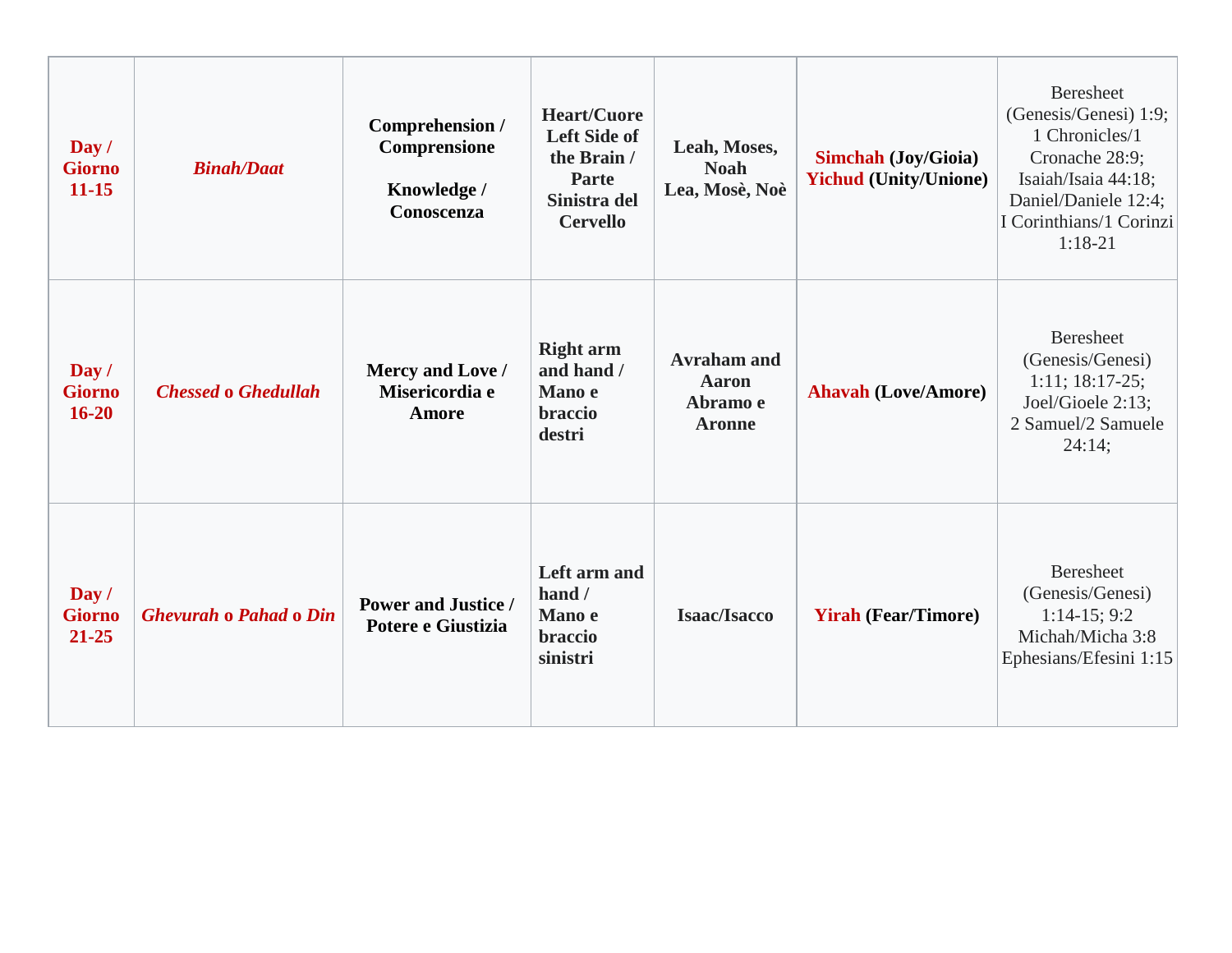| **Day / Giorno 11-15** | ***Binah/Daat*** | **Comprehension / Comprensione**<br><br>**Knowledge / Conoscenza** | **Heart/Cuore Left Side of the Brain / Parte Sinistra del Cervello** | **Leah, Moses, Noah**<br>**Lea, Mosè, Noè** | **Simchah (Joy/Gioia)**<br>**Yichud (Unity/Unione)** | Beresheet (Genesis/Genesi) 1:9; 1 Chronicles/1 Cronache 28:9; Isaiah/Isaia 44:18; Daniel/Daniele 12:4; I Corinthians/1 Corinzi 1:18-21 |
|---|---|---|---|---|---|---|
| **Day / Giorno 16-20** | ***Chessed* o *Ghedullah*** | **Mercy and Love / Misericordia e Amore** | **Right arm and hand / Mano e braccio destri** | **Avraham and Aaron**<br>**Abramo e Aronne** | **Ahavah (Love/Amore)** | Beresheet (Genesis/Genesi) 1:11; 18:17-25;<br>Joel/Gioele 2:13;<br>2 Samuel/2 Samuele 24:14; |
| **Day / Giorno 21-25** | ***Ghevurah* o *Pahad* o *Din*** | **Power and Justice / Potere e Giustizia** | **Left arm and hand / Mano e braccio sinistri** | **Isaac/Isacco** | **Yirah (Fear/Timore)** | Beresheet (Genesis/Genesi) 1:14-15; 9:2<br>Michah/Micha 3:8<br>Ephesians/Efesini 1:15 |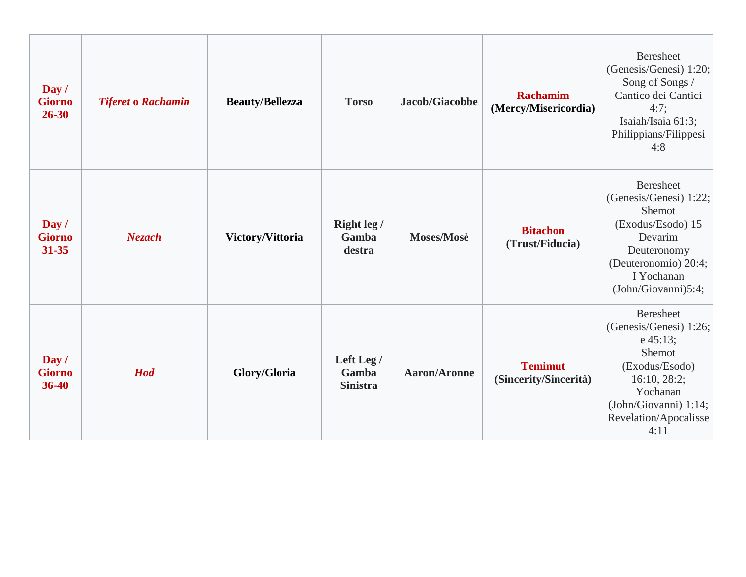| **Day / Giorno 26-30** | ***Tiferet* o *Rachamin*** | **Beauty/Bellezza** | **Torso** | **Jacob/Giacobbe** | **Rachamim (Mercy/Misericordia)** | Beresheet (Genesis/Genesi) 1:20; Song of Songs / Cantico dei Cantici 4:7; Isaiah/Isaia 61:3; Philippians/Filippesi 4:8 |
|---|---|---|---|---|---|---|
| **Day / Giorno 31-35** | ***Nezach*** | **Victory/Vittoria** | **Right leg / Gamba destra** | **Moses/Mosè** | **Bitachon (Trust/Fiducia)** | Beresheet (Genesis/Genesi) 1:22; Shemot (Exodus/Esodo) 15 Devarim Deuteronomy (Deuteronomio) 20:4; I Yochanan (John/Giovanni)5:4; |
| **Day / Giorno 36-40** | ***Hod*** | **Glory/Gloria** | **Left Leg / Gamba Sinistra** | **Aaron/Aronne** | **Temimut (Sincerity/Sincerità)** | Beresheet (Genesis/Genesi) 1:26; e 45:13; Shemot (Exodus/Esodo) 16:10, 28:2; Yochanan (John/Giovanni) 1:14; Revelation/Apocalisse 4:11 |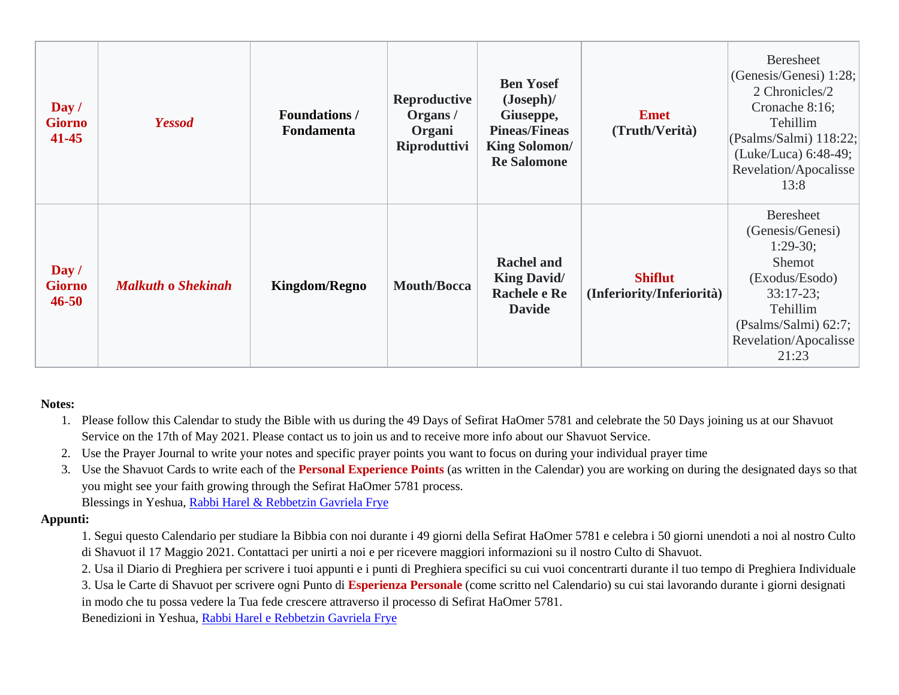| | | | | | | |
|---|---|---|---|---|---|---|
| **Day / Giorno 41-45** | ***Yessod*** | **Foundations / Fondamenta** | **Reproductive Organs / Organi Riproduttivi** | **Ben Yosef (Joseph)/ Giuseppe, Pineas/Fineas King Solomon/ Re Salomone** | **Emet (Truth/Verità)** | Beresheet (Genesis/Genesi) 1:28; 2 Chronicles/2 Cronache 8:16; Tehillim (Psalms/Salmi) 118:22; (Luke/Luca) 6:48-49; Revelation/Apocalisse 13:8 |
| **Day / Giorno 46-50** | ***Malkuth o Shekinah*** | **Kingdom/Regno** | **Mouth/Bocca** | **Rachel and King David/ Rachele e Re Davide** | **Shiflut (Inferiority/Inferiorità)** | Beresheet (Genesis/Genesi) 1:29-30; Shemot (Exodus/Esodo) 33:17-23; Tehillim (Psalms/Salmi) 62:7; Revelation/Apocalisse 21:23 |

**Notes:**

1. Please follow this Calendar to study the Bible with us during the 49 Days of Sefirat HaOmer 5781 and celebrate the 50 Days joining us at our Shavuot Service on the 17th of May 2021. Please contact us to join us and to receive more info about our Shavuot Service.
2. Use the Prayer Journal to write your notes and specific prayer points you want to focus on during your individual prayer time
3. Use the Shavuot Cards to write each of the **Personal Experience Points** (as written in the Calendar) you are working on during the designated days so that you might see your faith growing through the Sefirat HaOmer 5781 process.

   Blessings in Yeshua, Rabbi Harel & Rebbetzin Gavriela Frye

**Appunti:**

1. Segui questo Calendario per studiare la Bibbia con noi durante i 49 giorni della Sefirat HaOmer 5781 e celebra i 50 giorni unendoti a noi al nostro Culto di Shavuot il 17 Maggio 2021. Contattaci per unirti a noi e per ricevere maggiori informazioni su il nostro Culto di Shavuot.
2. Usa il Diario di Preghiera per scrivere i tuoi appunti e i punti di Preghiera specifici su cui vuoi concentrarti durante il tuo tempo di Preghiera Individuale
3. Usa le Carte di Shavuot per scrivere ogni Punto di **Esperienza Personale** (come scritto nel Calendario) su cui stai lavorando durante i giorni designati in modo che tu possa vedere la Tua fede crescere attraverso il processo di Sefirat HaOmer 5781.

   Benedizioni in Yeshua, Rabbi Harel e Rebbetzin Gavriela Frye